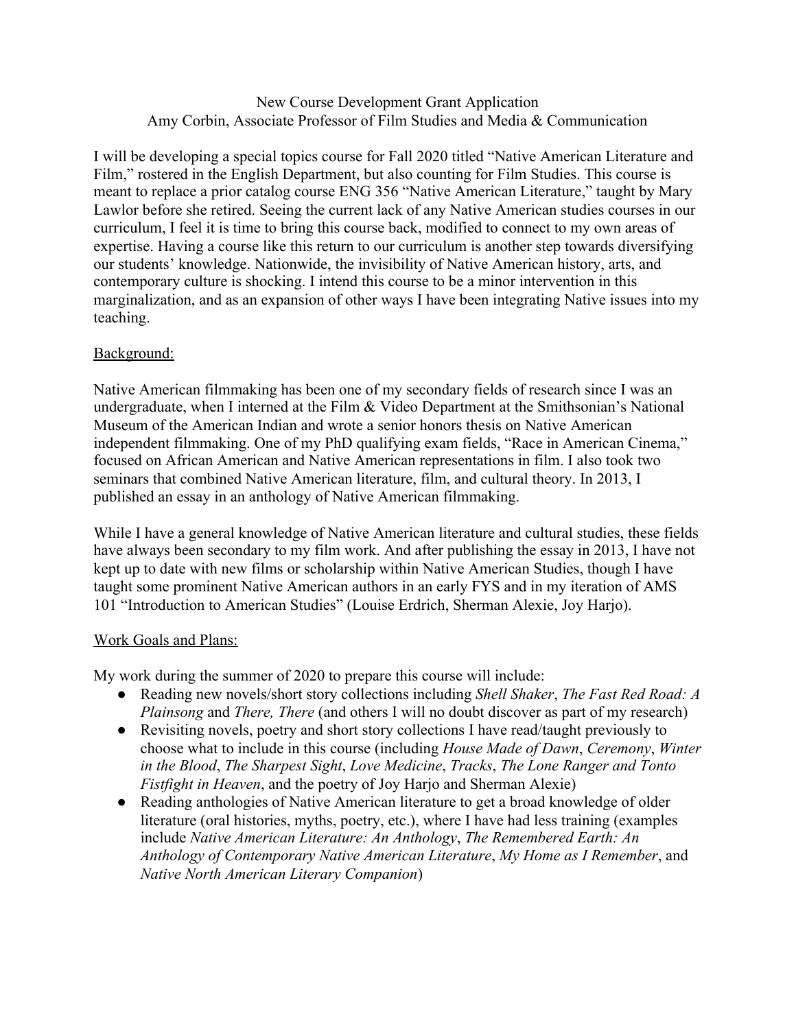New Course Development Grant Application
Amy Corbin, Associate Professor of Film Studies and Media & Communication

I will be developing a special topics course for Fall 2020 titled "Native American Literature and Film," rostered in the English Department, but also counting for Film Studies. This course is meant to replace a prior catalog course ENG 356 "Native American Literature," taught by Mary Lawlor before she retired. Seeing the current lack of any Native American studies courses in our curriculum, I feel it is time to bring this course back, modified to connect to my own areas of expertise. Having a course like this return to our curriculum is another step towards diversifying our students' knowledge. Nationwide, the invisibility of Native American history, arts, and contemporary culture is shocking. I intend this course to be a minor intervention in this marginalization, and as an expansion of other ways I have been integrating Native issues into my teaching.

<u>Background:</u>

Native American filmmaking has been one of my secondary fields of research since I was an undergraduate, when I interned at the Film & Video Department at the Smithsonian's National Museum of the American Indian and wrote a senior honors thesis on Native American independent filmmaking. One of my PhD qualifying exam fields, "Race in American Cinema," focused on African American and Native American representations in film. I also took two seminars that combined Native American literature, film, and cultural theory. In 2013, I published an essay in an anthology of Native American filmmaking.

While I have a general knowledge of Native American literature and cultural studies, these fields have always been secondary to my film work. And after publishing the essay in 2013, I have not kept up to date with new films or scholarship within Native American Studies, though I have taught some prominent Native American authors in an early FYS and in my iteration of AMS 101 "Introduction to American Studies" (Louise Erdrich, Sherman Alexie, Joy Harjo).

<u>Work Goals and Plans:</u>

My work during the summer of 2020 to prepare this course will include:

- Reading new novels/short story collections including *Shell Shaker*, *The Fast Red Road: A Plainsong* and *There, There* (and others I will no doubt discover as part of my research)
- Revisiting novels, poetry and short story collections I have read/taught previously to choose what to include in this course (including *House Made of Dawn*, *Ceremony*, *Winter in the Blood*, *The Sharpest Sight*, *Love Medicine*, *Tracks*, *The Lone Ranger and Tonto Fistfight in Heaven*, and the poetry of Joy Harjo and Sherman Alexie)
- Reading anthologies of Native American literature to get a broad knowledge of older literature (oral histories, myths, poetry, etc.), where I have had less training (examples include *Native American Literature: An Anthology*, *The Remembered Earth: An Anthology of Contemporary Native American Literature*, *My Home as I Remember*, and *Native North American Literary Companion*)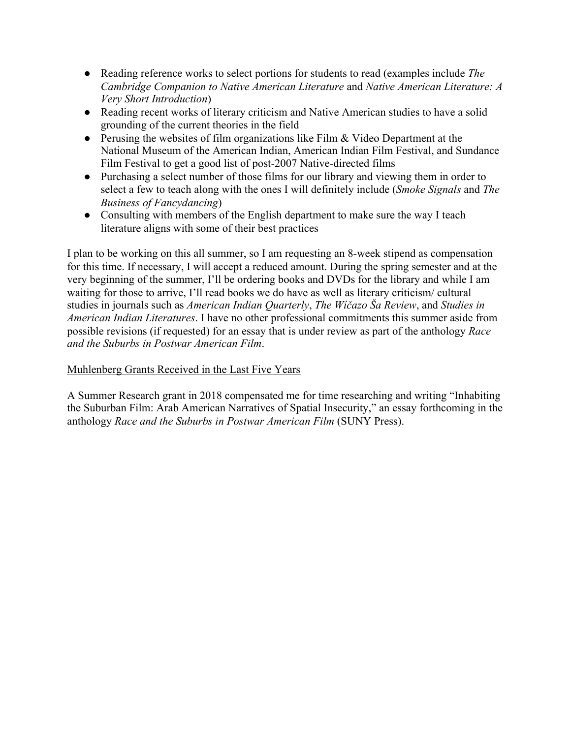- Reading reference works to select portions for students to read (examples include *The Cambridge Companion to Native American Literature* and *Native American Literature: A Very Short Introduction*)
- Reading recent works of literary criticism and Native American studies to have a solid grounding of the current theories in the field
- Perusing the websites of film organizations like Film & Video Department at the National Museum of the American Indian, American Indian Film Festival, and Sundance Film Festival to get a good list of post-2007 Native-directed films
- Purchasing a select number of those films for our library and viewing them in order to select a few to teach along with the ones I will definitely include (*Smoke Signals* and *The Business of Fancydancing*)
- Consulting with members of the English department to make sure the way I teach literature aligns with some of their best practices

I plan to be working on this all summer, so I am requesting an 8-week stipend as compensation for this time. If necessary, I will accept a reduced amount. During the spring semester and at the very beginning of the summer, I'll be ordering books and DVDs for the library and while I am waiting for those to arrive, I'll read books we do have as well as literary criticism/ cultural studies in journals such as *American Indian Quarterly*, *The Wíčazo Ša Review*, and *Studies in American Indian Literatures*. I have no other professional commitments this summer aside from possible revisions (if requested) for an essay that is under review as part of the anthology *Race and the Suburbs in Postwar American Film*.

<u>Muhlenberg Grants Received in the Last Five Years</u>

A Summer Research grant in 2018 compensated me for time researching and writing "Inhabiting the Suburban Film: Arab American Narratives of Spatial Insecurity," an essay forthcoming in the anthology *Race and the Suburbs in Postwar American Film* (SUNY Press).